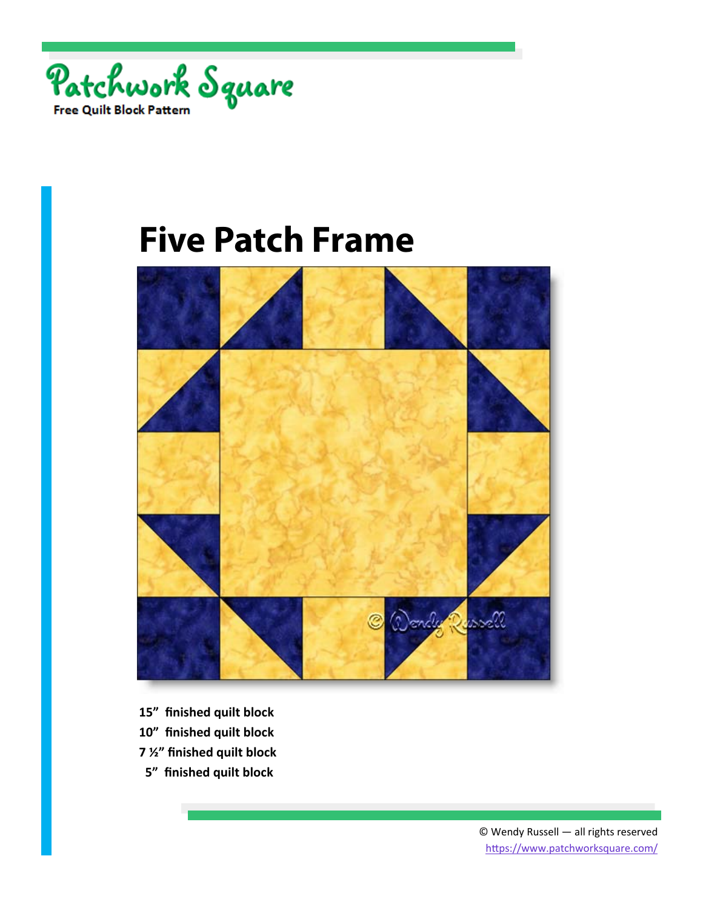Patchwork Square

Free Quilt Block Pattern

# Five Patch Frame

**15” finished quilt block**

**10” finished quilt block**

**7 ½” finished quilt block**

**5” finished quilt block**

© Wendy Russell — all rights reserved

https://www.patchworksquare.com/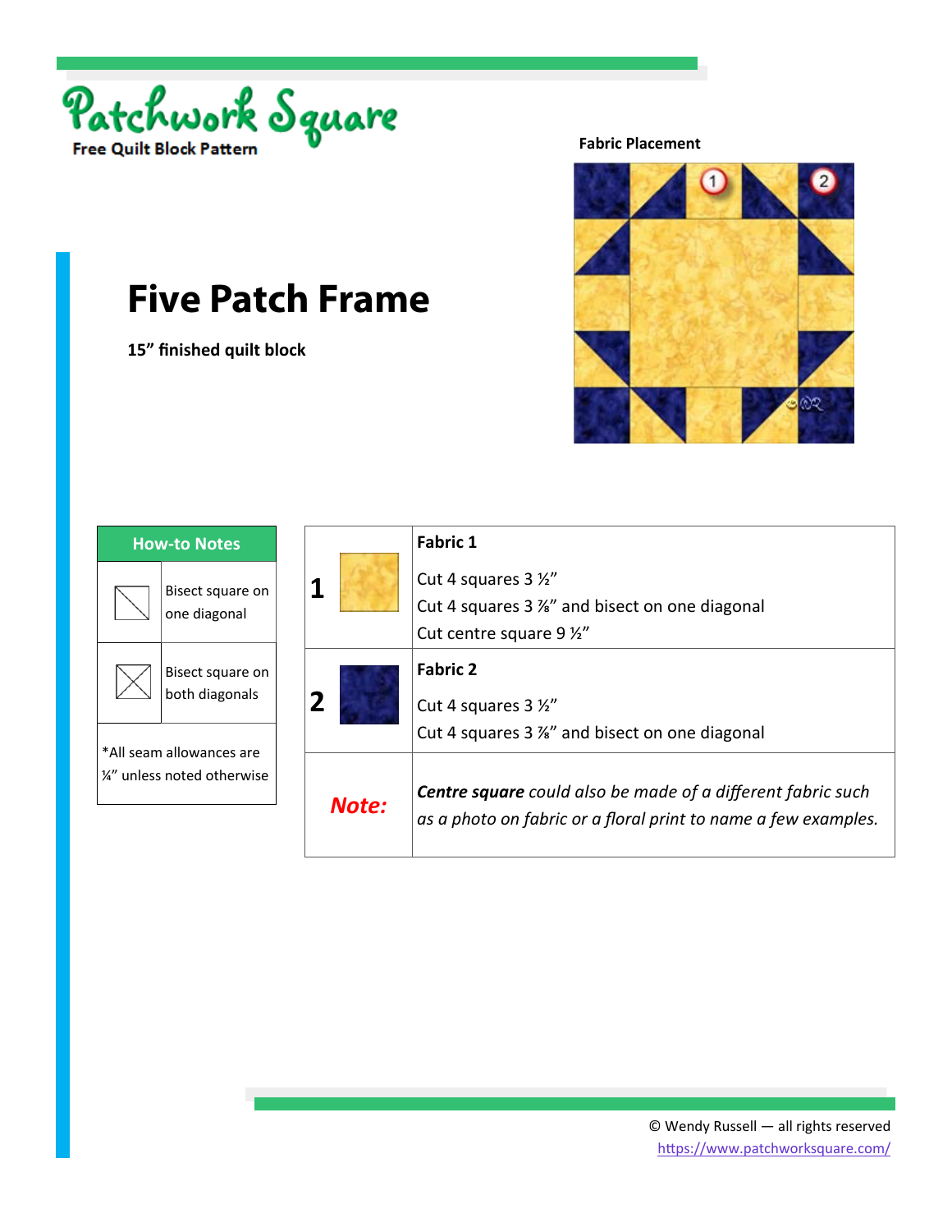Patchwork Square

Free Quilt Block Pattern

Fabric Placement

# Five Patch Frame

**15" finished quilt block**

| How-to Notes | |
|---|---|
| | Bisect square on one diagonal |
| | Bisect square on both diagonals |
| *All seam allowances are ¼" unless noted otherwise | |

| | | |
|---|---|---|
| **1** | | **Fabric 1**<br><br>Cut 4 squares 3 ½"<br>Cut 4 squares 3 ⅞" and bisect on one diagonal<br>Cut centre square 9 ½" |
| **2** | | **Fabric 2**<br><br>Cut 4 squares 3 ½"<br>Cut 4 squares 3 ⅞" and bisect on one diagonal |
| ***Note:*** | | ***Centre square** could also be made of a different fabric such as a photo on fabric or a floral print to name a few examples.* |

© Wendy Russell — all rights reserved
https://www.patchworksquare.com/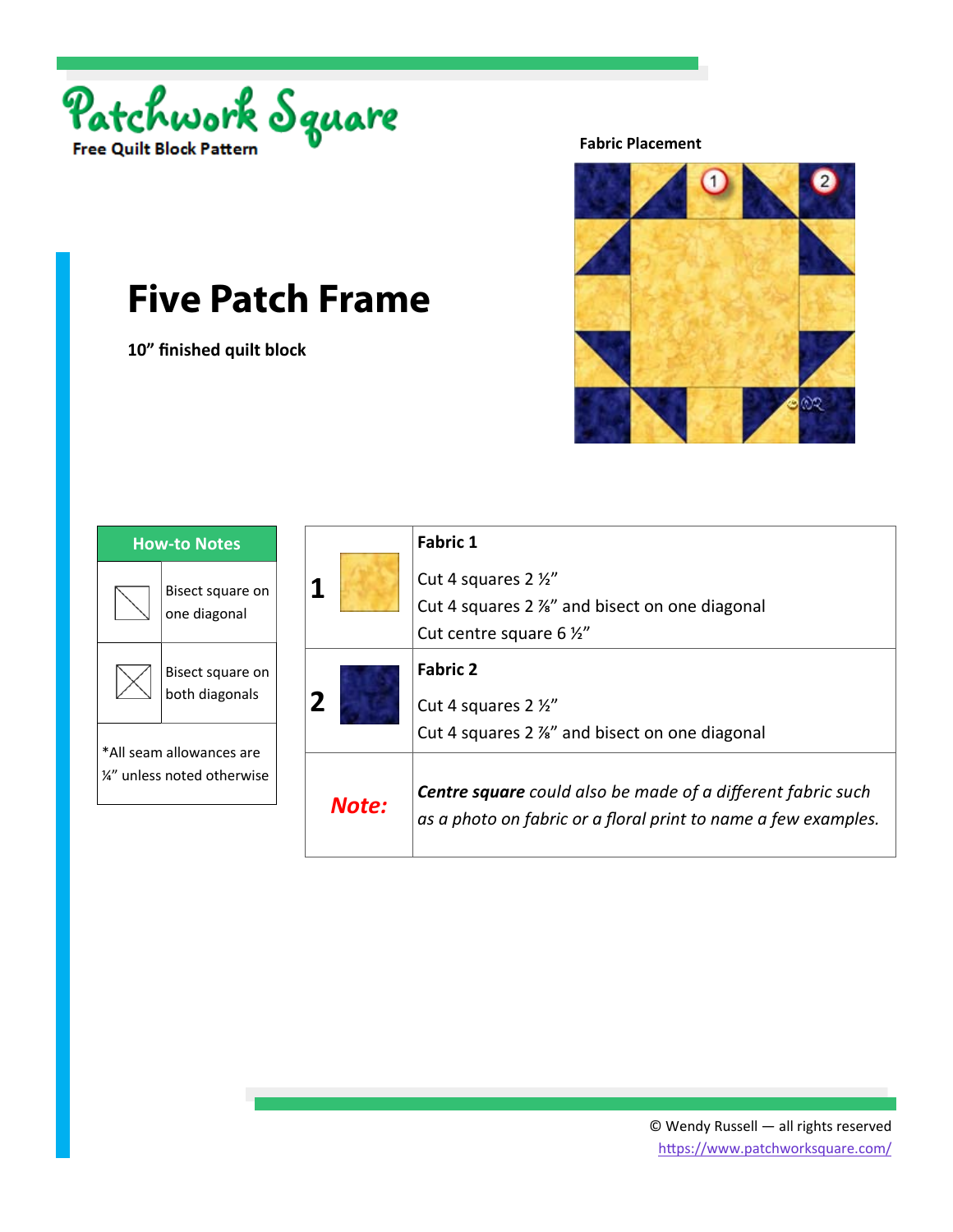Patchwork Square

Free Quilt Block Pattern

# Five Patch Frame

**10" finished quilt block**

**Fabric Placement**

| How-to Notes | |
|---|---|
| | Bisect square on one diagonal |
| | Bisect square on both diagonals |
| *All seam allowances are ¼" unless noted otherwise | |

| | Fabric |
|---|---|
| **1** | **Fabric 1**<br><br>Cut 4 squares 2 ½"<br>Cut 4 squares 2 ⅞" and bisect on one diagonal<br>Cut centre square 6 ½" |
| **2** | **Fabric 2**<br><br>Cut 4 squares 2 ½"<br>Cut 4 squares 2 ⅞" and bisect on one diagonal |
| ***Note:*** | ***Centre square** could also be made of a different fabric such as a photo on fabric or a floral print to name a few examples.* |

© Wendy Russell — all rights reserved
https://www.patchworksquare.com/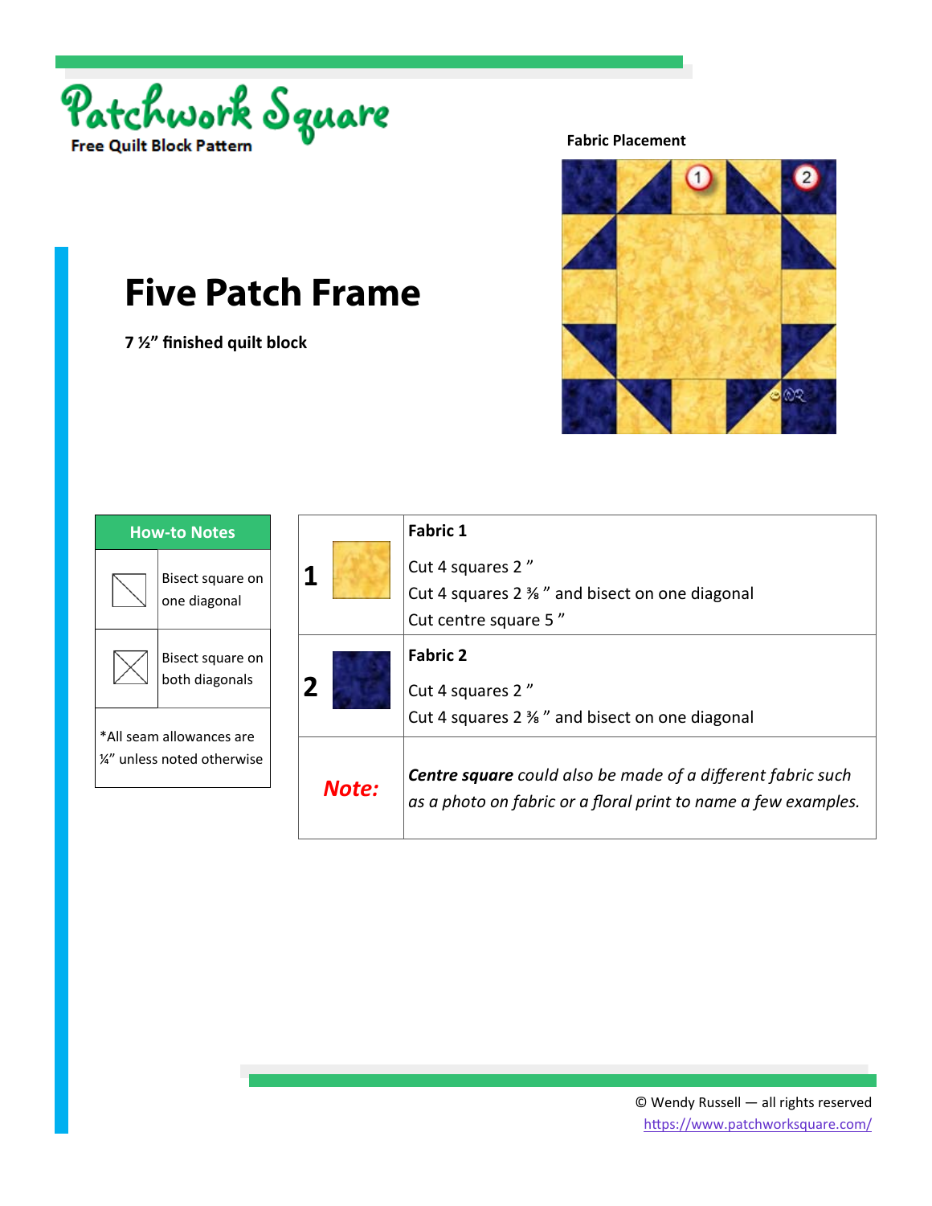# Patchwork Square

**Free Quilt Block Pattern**

Fabric Placement

# Five Patch Frame

**7 ½" finished quilt block**

| How-to Notes | |
|---|---|
| | Bisect square on one diagonal |
| | Bisect square on both diagonals |
| *All seam allowances are ¼" unless noted otherwise | |

| | | |
|---|---|---|
| **1** | | **Fabric 1**<br><br>Cut 4 squares 2 "<br>Cut 4 squares 2 ⅜ " and bisect on one diagonal<br>Cut centre square 5 " |
| **2** | | **Fabric 2**<br><br>Cut 4 squares 2 "<br>Cut 4 squares 2 ⅜ " and bisect on one diagonal |
| ***Note:*** | | ***Centre square** could also be made of a different fabric such as a photo on fabric or a floral print to name a few examples.* |

© Wendy Russell — all rights reserved
https://www.patchworksquare.com/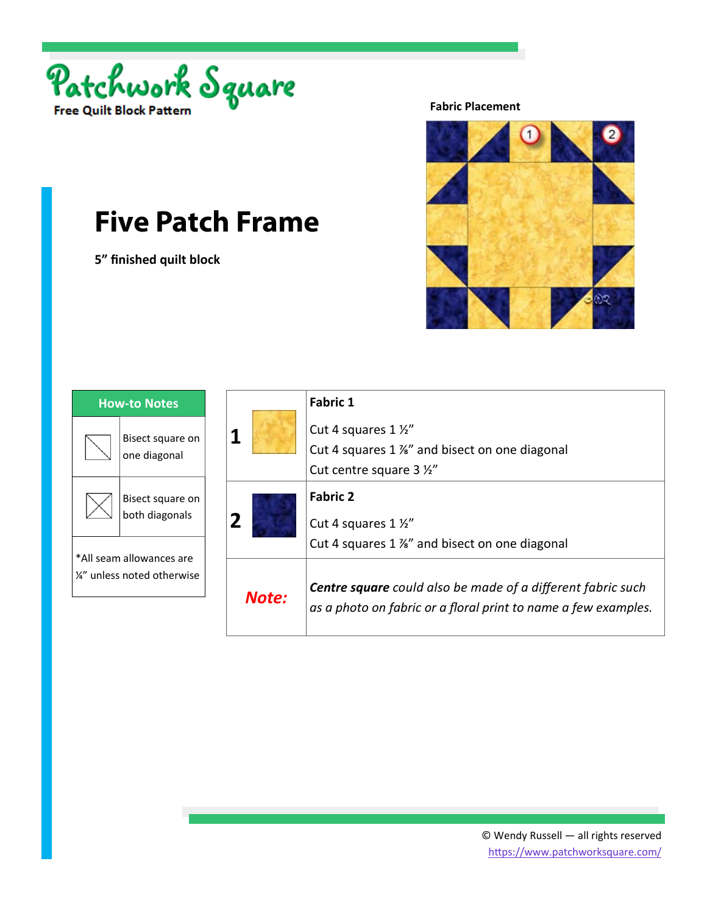Patchwork Square

Free Quilt Block Pattern

# Five Patch Frame

**5” finished quilt block**

**Fabric Placement**

| How-to Notes | |
|---|---|
| | Bisect square on one diagonal |
| | Bisect square on both diagonals |
| *All seam allowances are ¼” unless noted otherwise | |

| | | |
|---|---|---|
| **1** | | **Fabric 1**<br>Cut 4 squares 1 ½”<br>Cut 4 squares 1 ⅞” and bisect on one diagonal<br>Cut centre square 3 ½” |
| **2** | | **Fabric 2**<br>Cut 4 squares 1 ½”<br>Cut 4 squares 1 ⅞” and bisect on one diagonal |
| ***Note:*** | | ***Centre square** could also be made of a different fabric such as a photo on fabric or a floral print to name a few examples.* |

© Wendy Russell — all rights reserved
https://www.patchworksquare.com/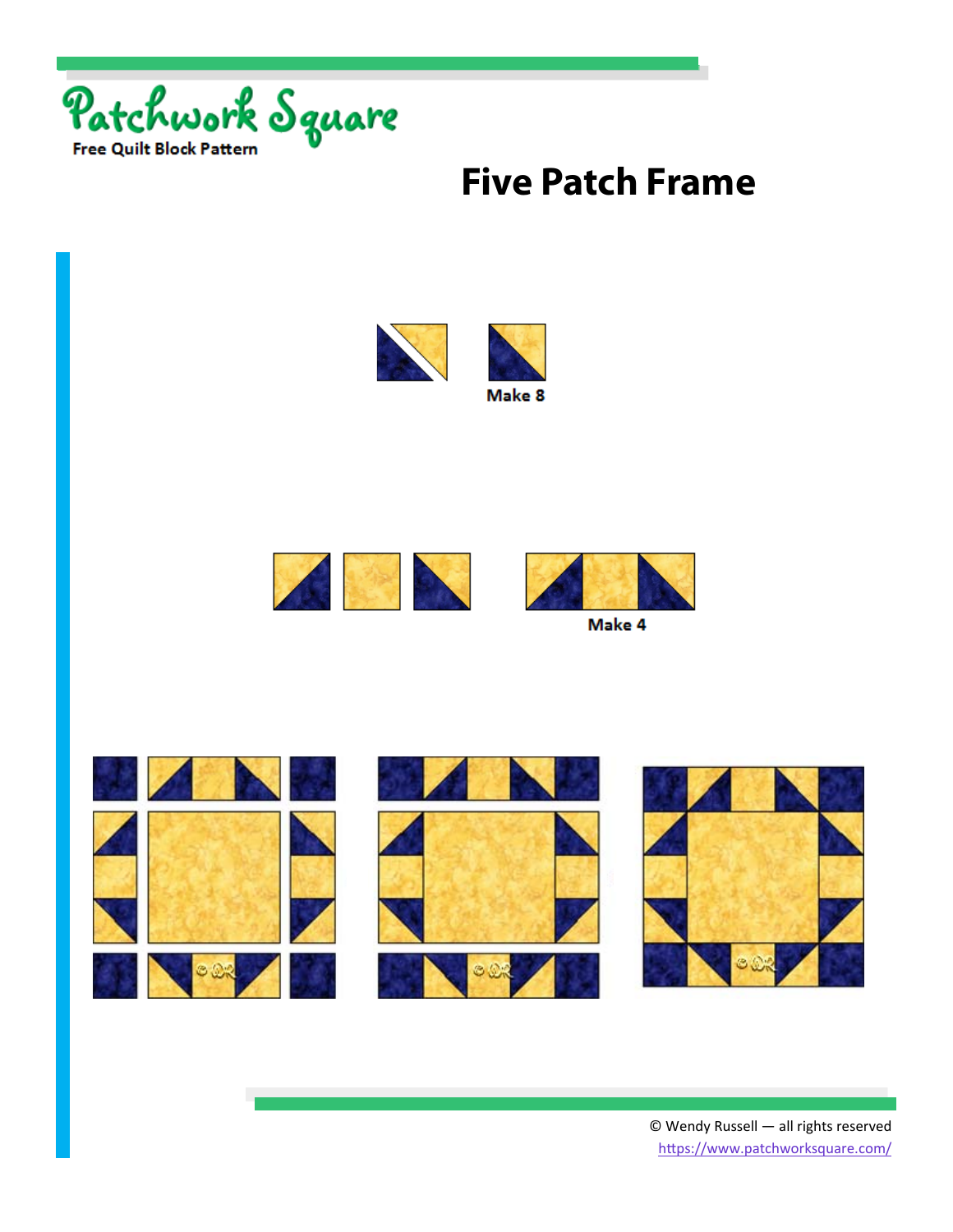# Five Patch Frame

Make 8

Make 4

© Wendy Russell — all rights reserved
https://www.patchworksquare.com/